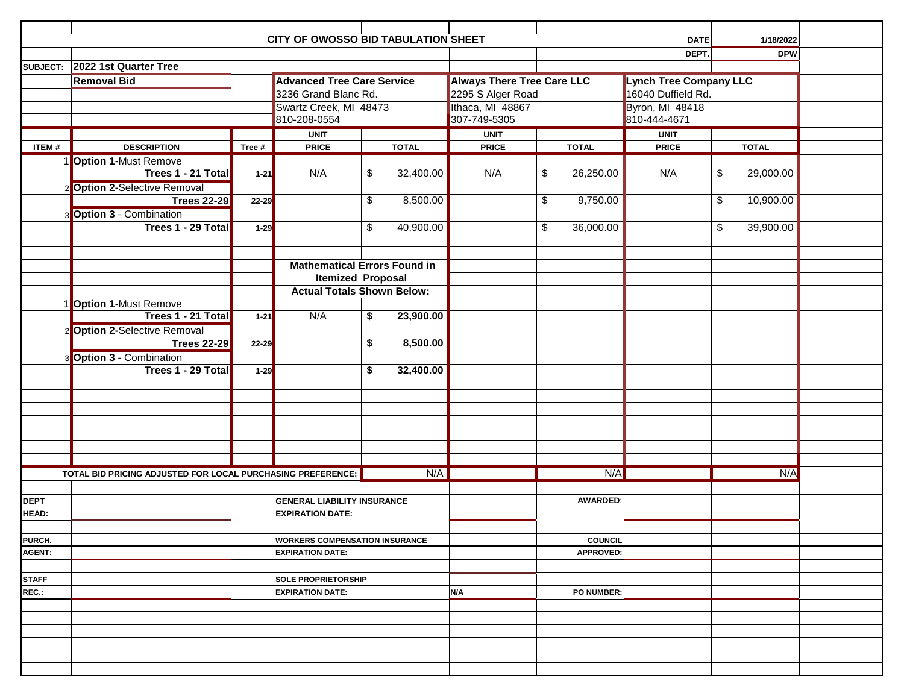## CITY OF OWOSSO BID TABULATION SHEET

**DATE** 1/18/2022
**DEPT.** DPW

**SUBJECT:** 2022 1st Quarter Tree Removal Bid

| ITEM # | DESCRIPTION | Tree # | Advanced Tree Care Service<br>3236 Grand Blanc Rd.<br>Swartz Creek, MI 48473<br>810-208-0554<br>UNIT PRICE | TOTAL | Always There Tree Care LLC<br>2295 S Alger Road<br>Ithaca, MI 48867<br>307-749-5305<br>UNIT PRICE | TOTAL | Lynch Tree Company LLC<br>16040 Duffield Rd.<br>Byron, MI 48418<br>810-444-4671<br>UNIT PRICE | TOTAL |
|---|---|---|---|---|---|---|---|---|
| 1 | **Option 1**-Must Remove | | | | | | | |
| | **Trees 1 - 21 Total** | 1-21 | N/A | $ 32,400.00 | N/A | $ 26,250.00 | N/A | $ 29,000.00 |
| 2 | **Option 2**-Selective Removal | | | | | | | |
| | **Trees 22-29** | 22-29 | | $ 8,500.00 | | $ 9,750.00 | | $ 10,900.00 |
| 3 | **Option 3** - Combination | | | | | | | |
| | **Trees 1 - 29 Total** | 1-29 | | $ 40,900.00 | | $ 36,000.00 | | $ 39,900.00 |
| | | | **Mathematical Errors Found in Itemized Proposal Actual Totals Shown Below:** | | | | | |
| 1 | **Option 1**-Must Remove | | | | | | | |
| | **Trees 1 - 21 Total** | 1-21 | N/A | **$ 23,900.00** | | | | |
| 2 | **Option 2**-Selective Removal | | | | | | | |
| | **Trees 22-29** | 22-29 | | **$ 8,500.00** | | | | |
| 3 | **Option 3** - Combination | | | | | | | |
| | **Trees 1 - 29 Total** | 1-29 | | **$ 32,400.00** | | | | |
| **TOTAL BID PRICING ADJUSTED FOR LOCAL PURCHASING PREFERENCE:** | | | | N/A | | N/A | | N/A |

| | | | | |
|---|---|---|---|---|
| **DEPT HEAD:** | | **GENERAL LIABILITY INSURANCE EXPIRATION DATE:** | | **AWARDED:** |
| **PURCH. AGENT:** | | **WORKERS COMPENSATION INSURANCE EXPIRATION DATE:** | | **COUNCIL APPROVED:** |
| **STAFF REC.:** | | **SOLE PROPRIETORSHIP EXPIRATION DATE:** | **N/A** | **PO NUMBER:** |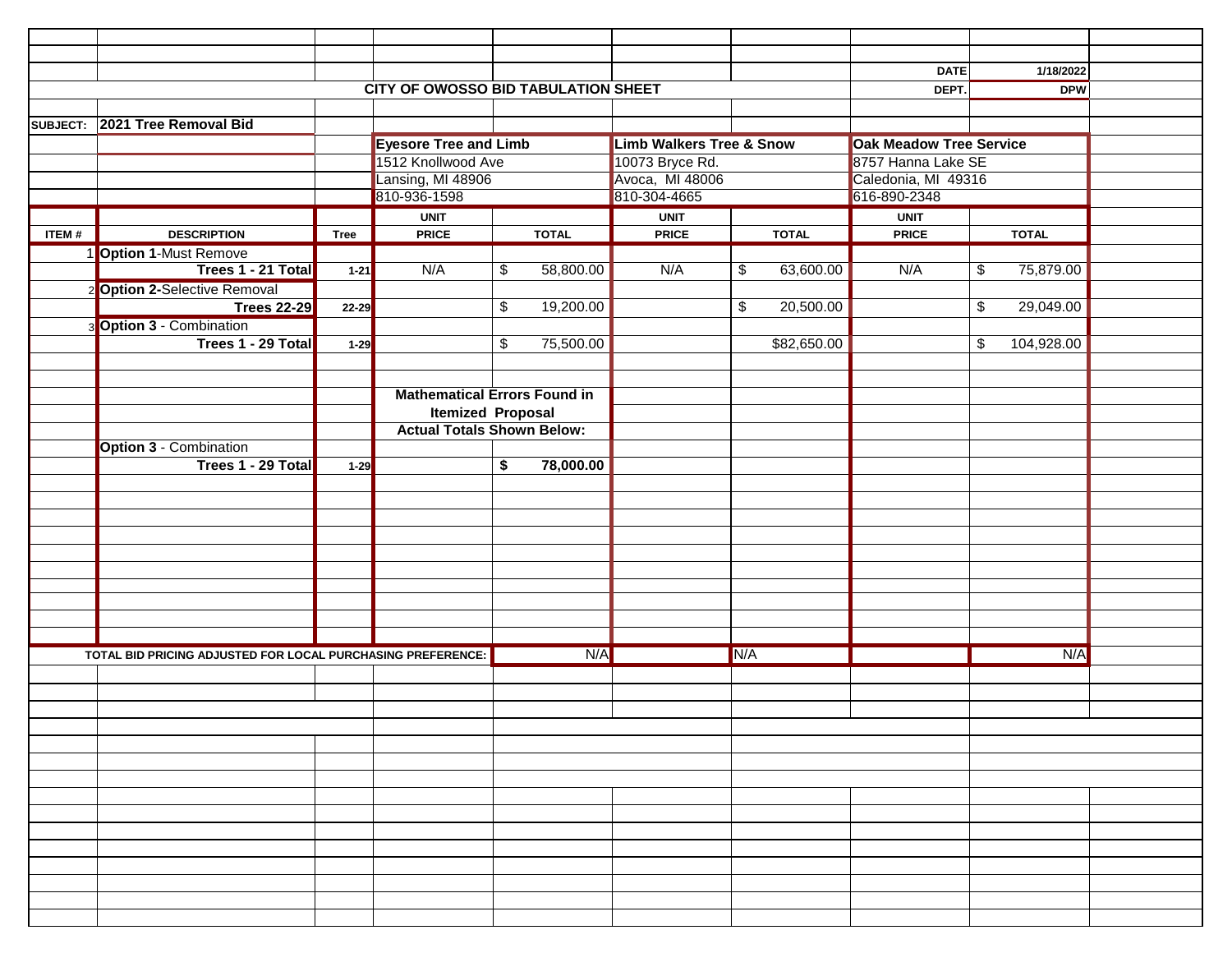| | | | | | | | | DATE | 1/18/2022 |
|---|---|---|---|---|---|---|---|---|---|
| **CITY OF OWOSSO BID TABULATION SHEET** | | | | | | | | DEPT. | DPW |

**SUBJECT:** **2021 Tree Removal Bid**

| ITEM # | DESCRIPTION | Tree | **Eyesore Tree and Limb**<br>1512 Knollwood Ave<br>Lansing, MI 48906<br>810-936-1598<br>UNIT PRICE | TOTAL | **Limb Walkers Tree & Snow**<br>10073 Bryce Rd.<br>Avoca, MI 48006<br>810-304-4665<br>UNIT PRICE | TOTAL | **Oak Meadow Tree Service**<br>8757 Hanna Lake SE<br>Caledonia, MI 49316<br>616-890-2348<br>UNIT PRICE | TOTAL |
|---|---|---|---|---|---|---|---|---|
| 1 | **Option 1**-Must Remove | | | | | | | |
| | **Trees 1 - 21 Total** | 1-21 | N/A | $ 58,800.00 | N/A | $ 63,600.00 | N/A | $ 75,879.00 |
| 2 | **Option 2**-Selective Removal | | | | | | | |
| | **Trees 22-29** | 22-29 | | $ 19,200.00 | | $ 20,500.00 | | $ 29,049.00 |
| 3 | **Option 3** - Combination | | | | | | | |
| | **Trees 1 - 29 Total** | 1-29 | | $ 75,500.00 | | $82,650.00 | | $ 104,928.00 |
| | | | **Mathematical Errors Found in Itemized Proposal Actual Totals Shown Below:** | | | | | |
| | **Option 3** - Combination | | | | | | | |
| | **Trees 1 - 29 Total** | 1-29 | | **$ 78,000.00** | | | | |
| **TOTAL BID PRICING ADJUSTED FOR LOCAL PURCHASING PREFERENCE:** | | | | N/A | | N/A | | N/A |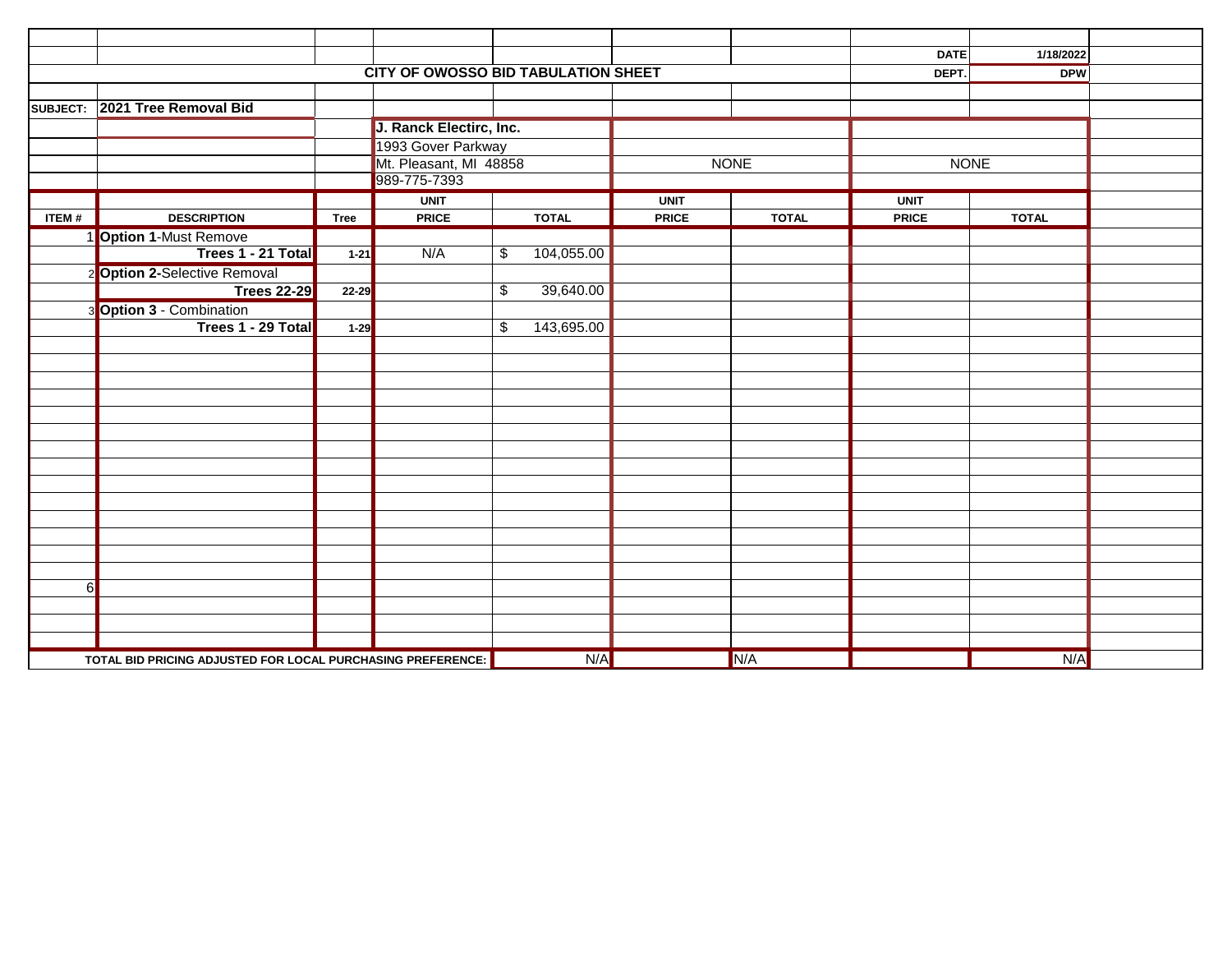| | | | | | | | DATE | 1/18/2022 |
|---|---|---|---|---|---|---|---|---|
| | | | | | | | DEPT. | DPW |

## CITY OF OWOSSO BID TABULATION SHEET

**SUBJECT: 2021 Tree Removal Bid**

| ITEM # | DESCRIPTION | Tree | J. Ranck Electirc, Inc. 1993 Gover Parkway Mt. Pleasant, MI 48858 989-775-7393 UNIT PRICE | TOTAL | NONE UNIT PRICE | TOTAL | NONE UNIT PRICE | TOTAL |
|---|---|---|---|---|---|---|---|---|
| 1 | **Option 1**-Must Remove | | | | | | | |
| | **Trees 1 - 21 Total** | 1-21 | N/A | $ 104,055.00 | | | | |
| 2 | **Option 2-**Selective Removal | | | | | | | |
| | **Trees 22-29** | 22-29 | | $ 39,640.00 | | | | |
| 3 | **Option 3** - Combination | | | | | | | |
| | **Trees 1 - 29 Total** | 1-29 | | $ 143,695.00 | | | | |
| 6 | | | | | | | | |
| TOTAL BID PRICING ADJUSTED FOR LOCAL PURCHASING PREFERENCE: | | | | N/A | | N/A | | N/A |